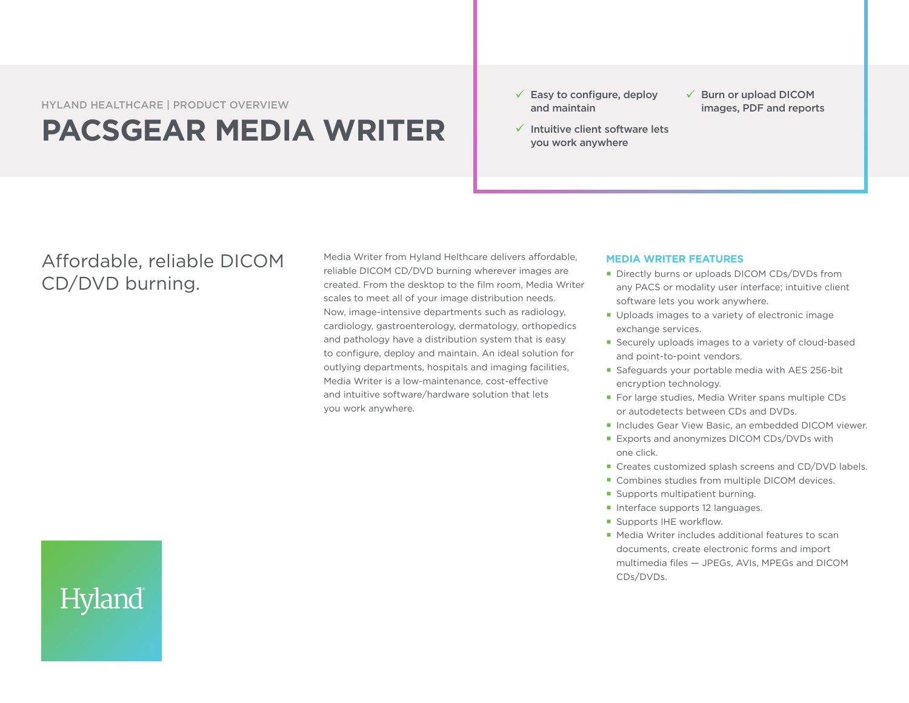HYLAND HEALTHCARE | PRODUCT OVERVIEW

# PACSGEAR MEDIA WRITER

- ✓ Easy to configure, deploy and maintain
- ✓ Intuitive client software lets you work anywhere
- ✓ Burn or upload DICOM images, PDF and reports

## Affordable, reliable DICOM CD/DVD burning.

Media Writer from Hyland Helthcare delivers affordable, reliable DICOM CD/DVD burning wherever images are created. From the desktop to the film room, Media Writer scales to meet all of your image distribution needs. Now, image-intensive departments such as radiology, cardiology, gastroenterology, dermatology, orthopedics and pathology have a distribution system that is easy to configure, deploy and maintain. An ideal solution for outlying departments, hospitals and imaging facilities, Media Writer is a low-maintenance, cost-effective and intuitive software/hardware solution that lets you work anywhere.

### MEDIA WRITER FEATURES

- Directly burns or uploads DICOM CDs/DVDs from any PACS or modality user interface; intuitive client software lets you work anywhere.
- Uploads images to a variety of electronic image exchange services.
- Securely uploads images to a variety of cloud-based and point-to-point vendors.
- Safeguards your portable media with AES 256-bit encryption technology.
- For large studies, Media Writer spans multiple CDs or autodetects between CDs and DVDs.
- Includes Gear View Basic, an embedded DICOM viewer.
- Exports and anonymizes DICOM CDs/DVDs with one click.
- Creates customized splash screens and CD/DVD labels.
- Combines studies from multiple DICOM devices.
- Supports multipatient burning.
- Interface supports 12 languages.
- Supports IHE workflow.
- Media Writer includes additional features to scan documents, create electronic forms and import multimedia files — JPEGs, AVIs, MPEGs and DICOM CDs/DVDs.

Hyland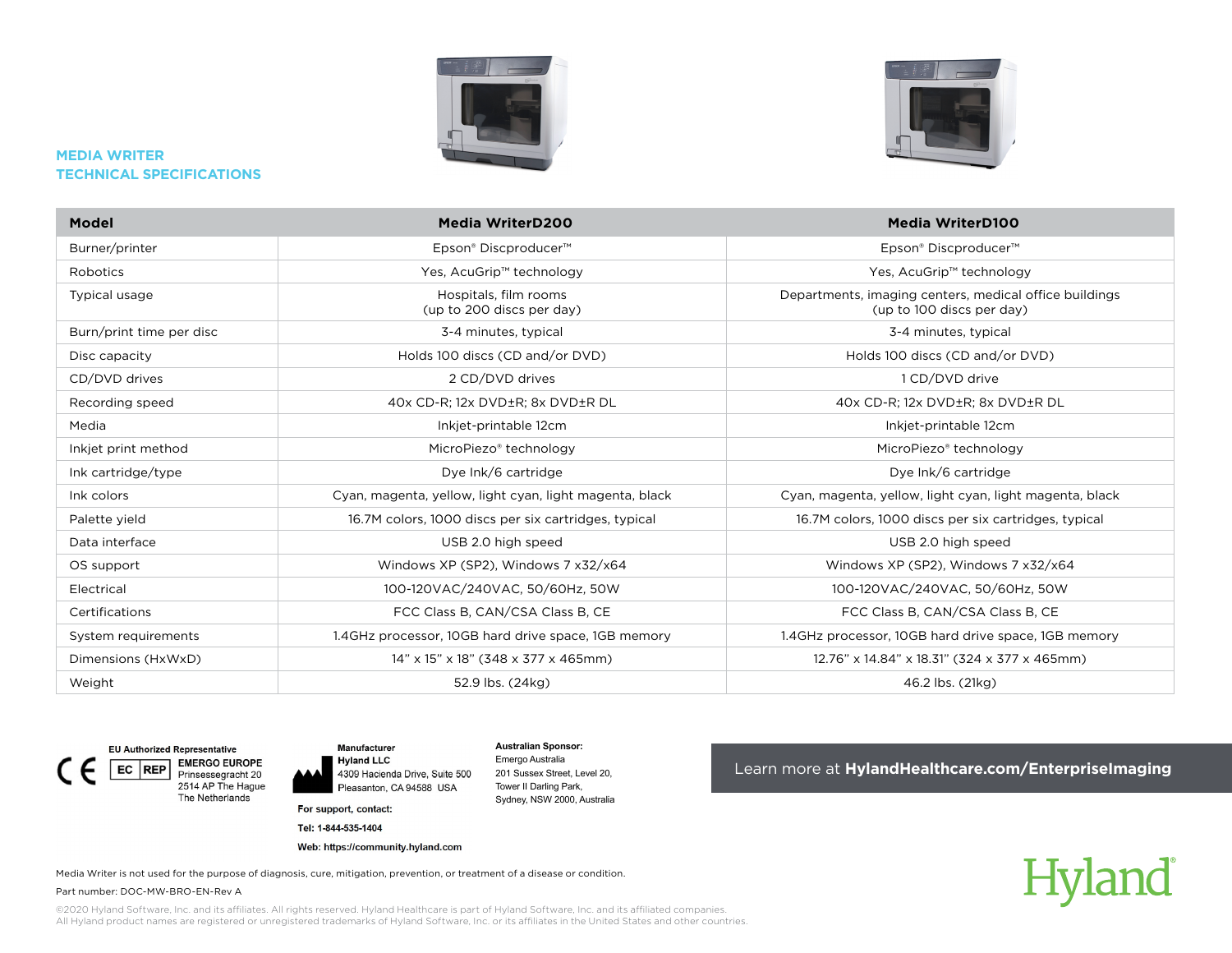## MEDIA WRITER TECHNICAL SPECIFICATIONS

| Model | Media WriterD200 | Media WriterD100 |
|---|---|---|
| Burner/printer | Epson® Discproducer™ | Epson® Discproducer™ |
| Robotics | Yes, AcuGrip™ technology | Yes, AcuGrip™ technology |
| Typical usage | Hospitals, film rooms (up to 200 discs per day) | Departments, imaging centers, medical office buildings (up to 100 discs per day) |
| Burn/print time per disc | 3-4 minutes, typical | 3-4 minutes, typical |
| Disc capacity | Holds 100 discs (CD and/or DVD) | Holds 100 discs (CD and/or DVD) |
| CD/DVD drives | 2 CD/DVD drives | 1 CD/DVD drive |
| Recording speed | 40x CD-R; 12x DVD±R; 8x DVD±R DL | 40x CD-R; 12x DVD±R; 8x DVD±R DL |
| Media | Inkjet-printable 12cm | Inkjet-printable 12cm |
| Inkjet print method | MicroPiezo® technology | MicroPiezo® technology |
| Ink cartridge/type | Dye Ink/6 cartridge | Dye Ink/6 cartridge |
| Ink colors | Cyan, magenta, yellow, light cyan, light magenta, black | Cyan, magenta, yellow, light cyan, light magenta, black |
| Palette yield | 16.7M colors, 1000 discs per six cartridges, typical | 16.7M colors, 1000 discs per six cartridges, typical |
| Data interface | USB 2.0 high speed | USB 2.0 high speed |
| OS support | Windows XP (SP2), Windows 7 x32/x64 | Windows XP (SP2), Windows 7 x32/x64 |
| Electrical | 100-120VAC/240VAC, 50/60Hz, 50W | 100-120VAC/240VAC, 50/60Hz, 50W |
| Certifications | FCC Class B, CAN/CSA Class B, CE | FCC Class B, CAN/CSA Class B, CE |
| System requirements | 1.4GHz processor, 10GB hard drive space, 1GB memory | 1.4GHz processor, 10GB hard drive space, 1GB memory |
| Dimensions (HxWxD) | 14" x 15" x 18" (348 x 377 x 465mm) | 12.76" x 14.84" x 18.31" (324 x 377 x 465mm) |
| Weight | 52.9 lbs. (24kg) | 46.2 lbs. (21kg) |

CE

**EU Authorized Representative**
EC REP
**EMERGO EUROPE**
Prinsessegracht 20
2514 AP The Hague
The Netherlands

**Manufacturer**
**Hyland LLC**
4309 Hacienda Drive, Suite 500
Pleasanton, CA 94588 USA

**For support, contact:**
**Tel: 1-844-535-1404**
**Web: https://community.hyland.com**

**Australian Sponsor:**
Emergo Australia
201 Sussex Street, Level 20,
Tower II Darling Park,
Sydney, NSW 2000, Australia

Learn more at **HylandHealthcare.com/EnterpriseImaging**

Media Writer is not used for the purpose of diagnosis, cure, mitigation, prevention, or treatment of a disease or condition.

Part number: DOC-MW-BRO-EN-Rev A

©2020 Hyland Software, Inc. and its affiliates. All rights reserved. Hyland Healthcare is part of Hyland Software, Inc. and its affiliated companies.
All Hyland product names are registered or unregistered trademarks of Hyland Software, Inc. or its affiliates in the United States and other countries.

Hyland®